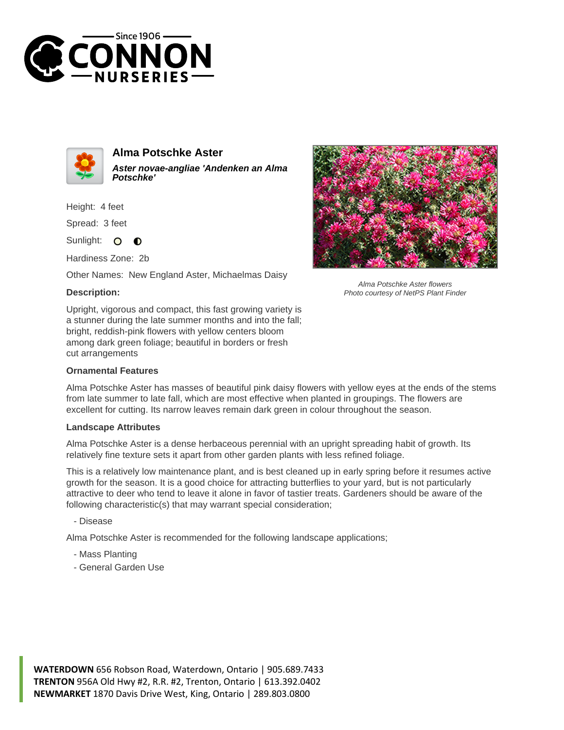Since 1906

# CONNON NURSERIES

## Alma Potschke Aster

***Aster novae-angliae 'Andenken an Alma Potschke'***

Height: 4 feet

Spread: 3 feet

Sunlight:

Hardiness Zone: 2b

Other Names: New England Aster, Michaelmas Daisy

**Description:**

Upright, vigorous and compact, this fast growing variety is a stunner during the late summer months and into the fall; bright, reddish-pink flowers with yellow centers bloom among dark green foliage; beautiful in borders or fresh cut arrangements

*Alma Potschke Aster flowers*
*Photo courtesy of NetPS Plant Finder*

### Ornamental Features

Alma Potschke Aster has masses of beautiful pink daisy flowers with yellow eyes at the ends of the stems from late summer to late fall, which are most effective when planted in groupings. The flowers are excellent for cutting. Its narrow leaves remain dark green in colour throughout the season.

### Landscape Attributes

Alma Potschke Aster is a dense herbaceous perennial with an upright spreading habit of growth. Its relatively fine texture sets it apart from other garden plants with less refined foliage.

This is a relatively low maintenance plant, and is best cleaned up in early spring before it resumes active growth for the season. It is a good choice for attracting butterflies to your yard, but is not particularly attractive to deer who tend to leave it alone in favor of tastier treats. Gardeners should be aware of the following characteristic(s) that may warrant special consideration;

- Disease

Alma Potschke Aster is recommended for the following landscape applications;

- Mass Planting
- General Garden Use

**WATERDOWN** 656 Robson Road, Waterdown, Ontario | 905.689.7433
**TRENTON** 956A Old Hwy #2, R.R. #2, Trenton, Ontario | 613.392.0402
**NEWMARKET** 1870 Davis Drive West, King, Ontario | 289.803.0800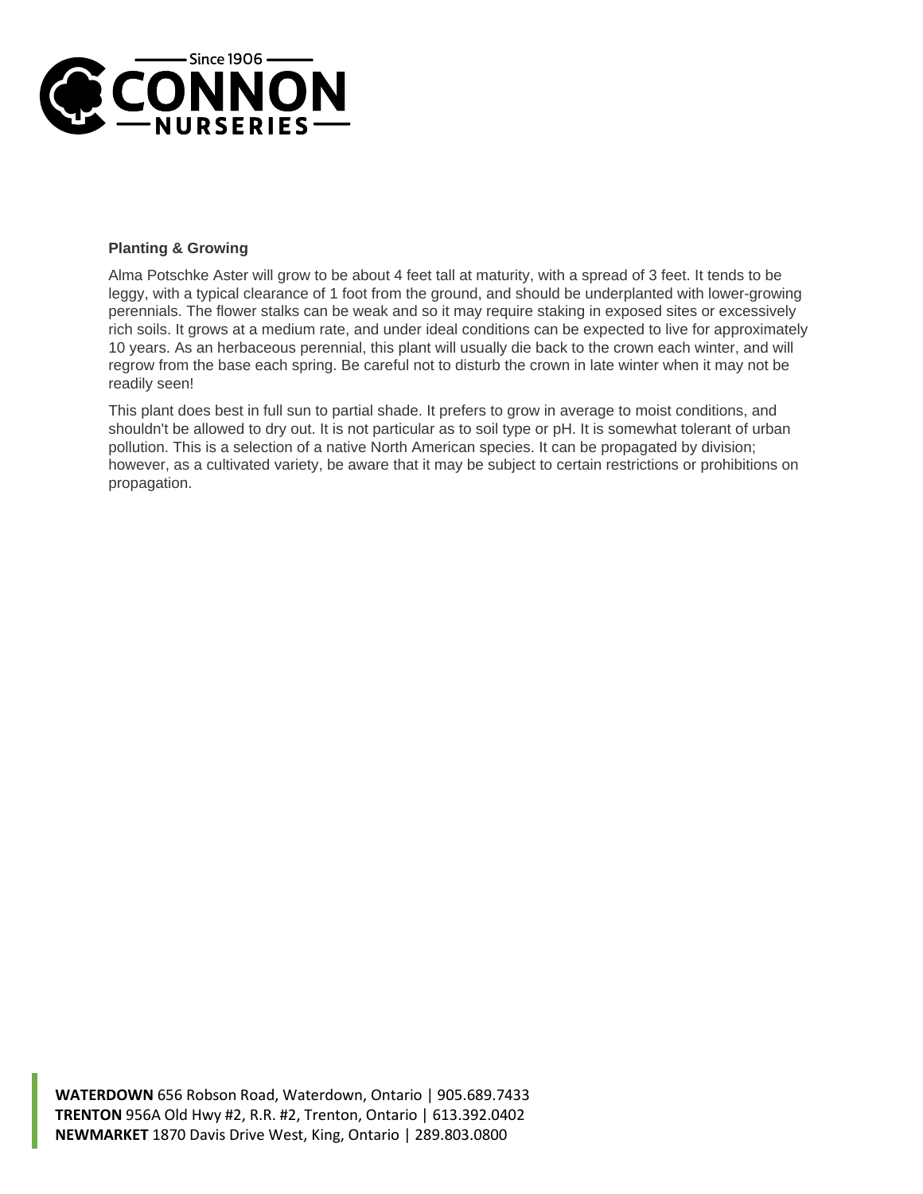### Planting & Growing

Alma Potschke Aster will grow to be about 4 feet tall at maturity, with a spread of 3 feet. It tends to be leggy, with a typical clearance of 1 foot from the ground, and should be underplanted with lower-growing perennials. The flower stalks can be weak and so it may require staking in exposed sites or excessively rich soils. It grows at a medium rate, and under ideal conditions can be expected to live for approximately 10 years. As an herbaceous perennial, this plant will usually die back to the crown each winter, and will regrow from the base each spring. Be careful not to disturb the crown in late winter when it may not be readily seen!

This plant does best in full sun to partial shade. It prefers to grow in average to moist conditions, and shouldn't be allowed to dry out. It is not particular as to soil type or pH. It is somewhat tolerant of urban pollution. This is a selection of a native North American species. It can be propagated by division; however, as a cultivated variety, be aware that it may be subject to certain restrictions or prohibitions on propagation.